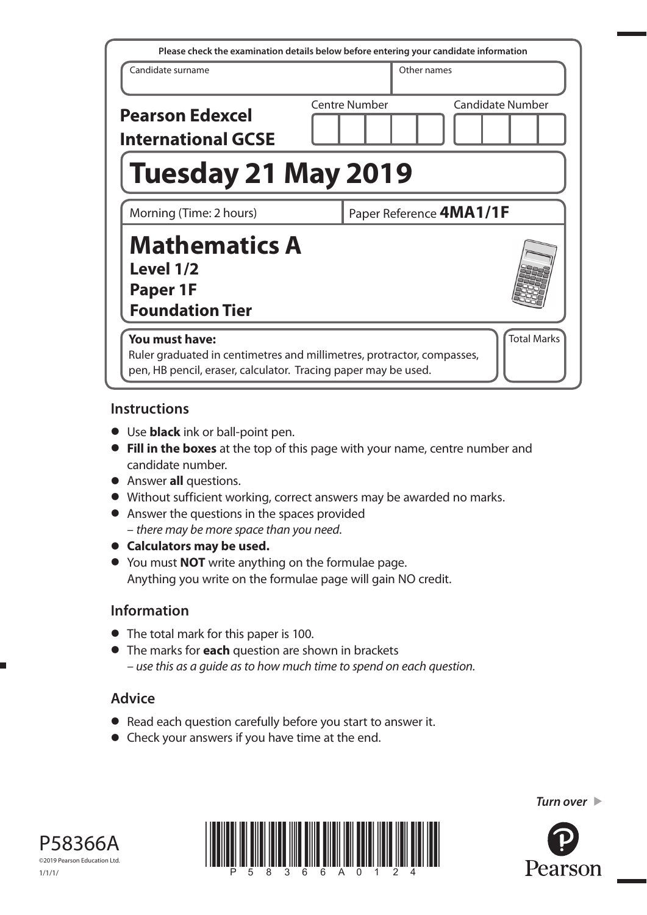Please check the examination details below before entering your candidate information

| Candidate surname | Other names |
| --- | --- |
| | |

**Pearson Edexcel International GCSE**

Centre Number | Candidate Number

# Tuesday 21 May 2019

Morning (Time: 2 hours) | Paper Reference **4MA1/1F**

# Mathematics A
## Level 1/2
## Paper 1F
## Foundation Tier

**You must have:**
Ruler graduated in centimetres and millimetres, protractor, compasses, pen, HB pencil, eraser, calculator. Tracing paper may be used.

Total Marks

## Instructions

- Use **black** ink or ball-point pen.
- **Fill in the boxes** at the top of this page with your name, centre number and candidate number.
- Answer **all** questions.
- Without sufficient working, correct answers may be awarded no marks.
- Answer the questions in the spaces provided
  – *there may be more space than you need.*
- **Calculators may be used.**
- You must **NOT** write anything on the formulae page.
  Anything you write on the formulae page will gain NO credit.

## Information

- The total mark for this paper is 100.
- The marks for **each** question are shown in brackets
  – *use this as a guide as to how much time to spend on each question.*

## Advice

- Read each question carefully before you start to answer it.
- Check your answers if you have time at the end.

*Turn over*

P58366A
©2019 Pearson Education Ltd.
1/1/1/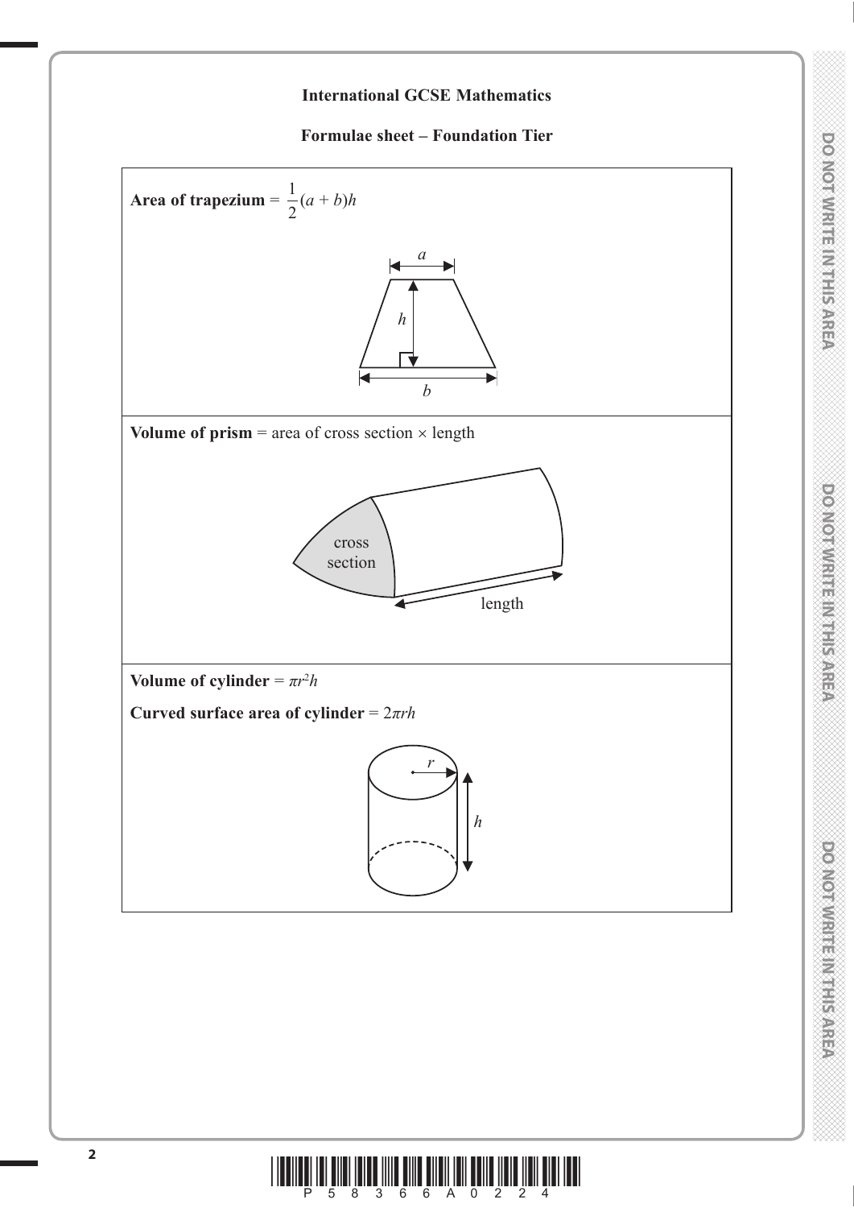# International GCSE Mathematics

## Formulae sheet – Foundation Tier

**Area of trapezium** = $\frac{1}{2}(a + b)h$

*a*

*h*

*b*

**Volume of prism** = area of cross section × length

cross section

length

**Volume of cylinder** = $\pi r^2 h$

**Curved surface area of cylinder** = $2\pi rh$

*r*

*h*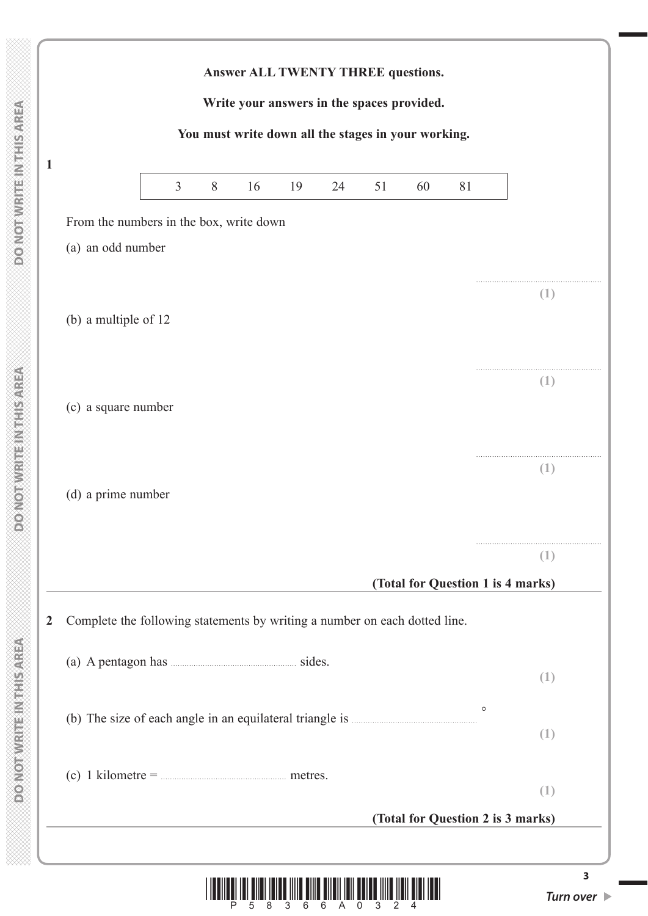**Answer ALL TWENTY THREE questions.**

**Write your answers in the spaces provided.**

**You must write down all the stages in your working.**

**1**

| 3 | 8 | 16 | 19 | 24 | 51 | 60 | 81 |
|---|---|---|---|---|---|---|---|

From the numbers in the box, write down

(a) an odd number

.......................................................
**(1)**

(b) a multiple of 12

.......................................................
**(1)**

(c) a square number

.......................................................
**(1)**

(d) a prime number

.......................................................
**(1)**

**(Total for Question 1 is 4 marks)**

---

**2** Complete the following statements by writing a number on each dotted line.

(a) A pentagon has ....................................................... sides.
**(1)**

(b) The size of each angle in an equilateral triangle is ....................................................... °
**(1)**

(c) 1 kilometre = ....................................................... metres.
**(1)**

**(Total for Question 2 is 3 marks)**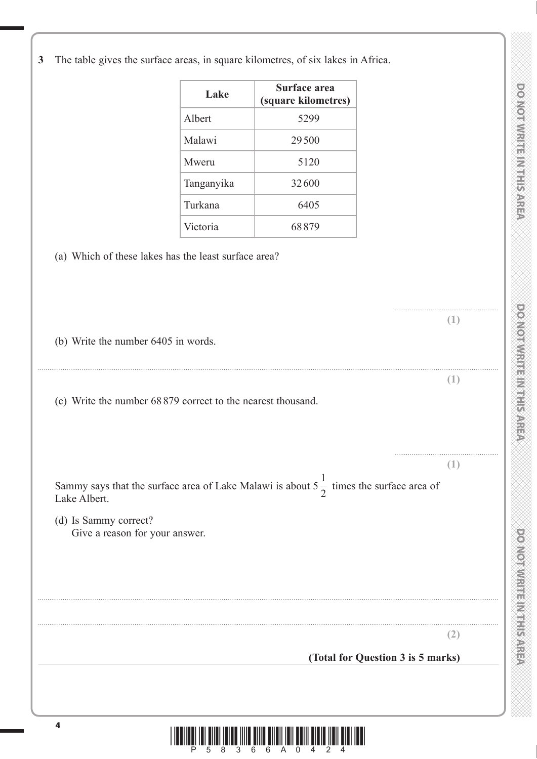**3** The table gives the surface areas, in square kilometres, of six lakes in Africa.

| Lake | Surface area (square kilometres) |
|---|---|
| Albert | 5299 |
| Malawi | 29 500 |
| Mweru | 5120 |
| Tanganyika | 32 600 |
| Turkana | 6405 |
| Victoria | 68 879 |

(a) Which of these lakes has the least surface area?

.......................................................
**(1)**

(b) Write the number 6405 in words.

..............................................................................................................................................
**(1)**

(c) Write the number 68 879 correct to the nearest thousand.

.......................................................
**(1)**

Sammy says that the surface area of Lake Malawi is about $5\frac{1}{2}$ times the surface area of Lake Albert.

(d) Is Sammy correct?
Give a reason for your answer.

..............................................................................................................................................

..............................................................................................................................................
**(2)**

**(Total for Question 3 is 5 marks)**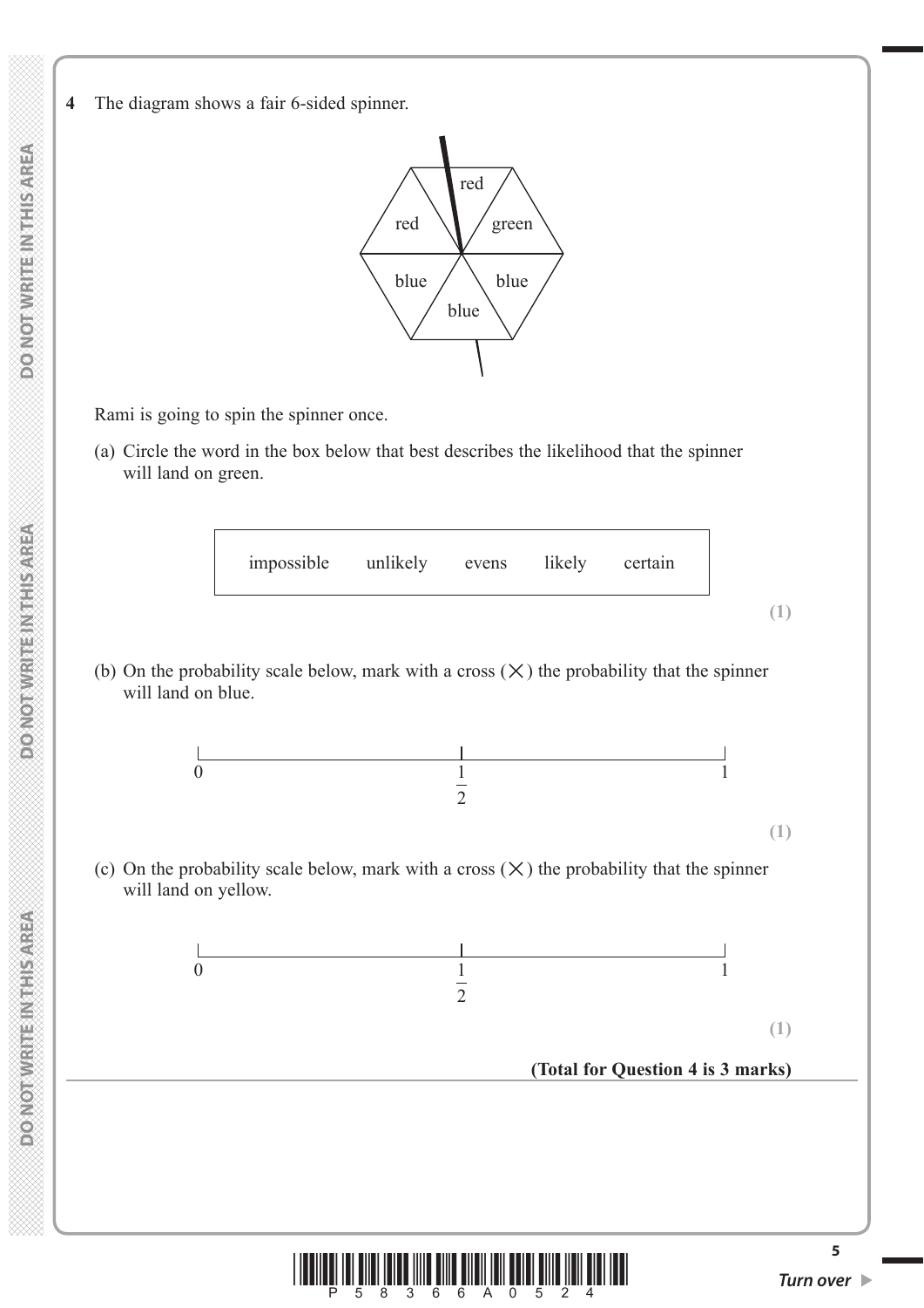**4** The diagram shows a fair 6-sided spinner.

red | red | green | blue | blue | blue

Rami is going to spin the spinner once.

(a) Circle the word in the box below that best describes the likelihood that the spinner will land on green.

| impossible | unlikely | evens | likely | certain |
|---|---|---|---|---|

**(1)**

(b) On the probability scale below, mark with a cross (×) the probability that the spinner will land on blue.

0 ———————— $\frac{1}{2}$ ———————— 1

**(1)**

(c) On the probability scale below, mark with a cross (×) the probability that the spinner will land on yellow.

0 ———————— $\frac{1}{2}$ ———————— 1

**(1)**

**(Total for Question 4 is 3 marks)**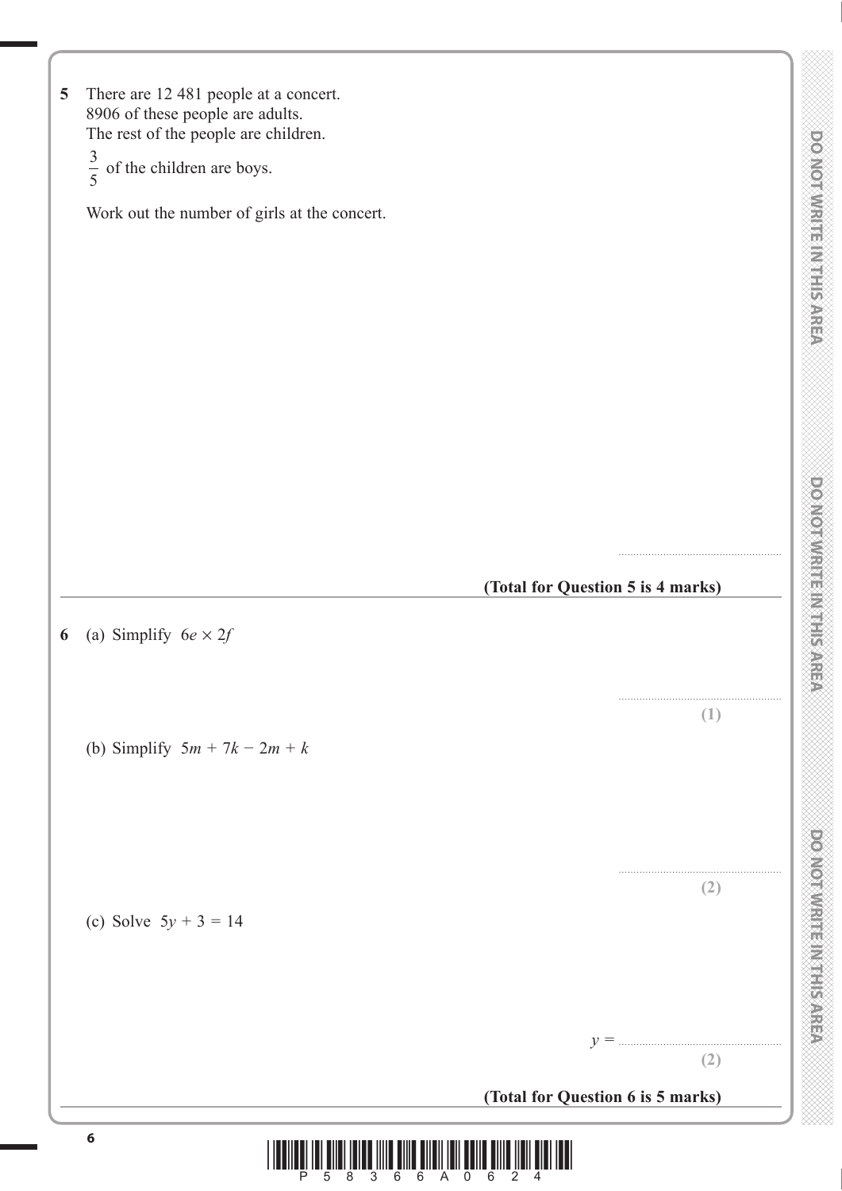**5** There are 12 481 people at a concert.
8906 of these people are adults.
The rest of the people are children.

$\frac{3}{5}$ of the children are boys.

Work out the number of girls at the concert.

..........................................................

**(Total for Question 5 is 4 marks)**

---

**6** (a) Simplify $6e \times 2f$

..........................................................
**(1)**

(b) Simplify $5m + 7k - 2m + k$

..........................................................
**(2)**

(c) Solve $5y + 3 = 14$

$y =$ ..........................................................
**(2)**

**(Total for Question 6 is 5 marks)**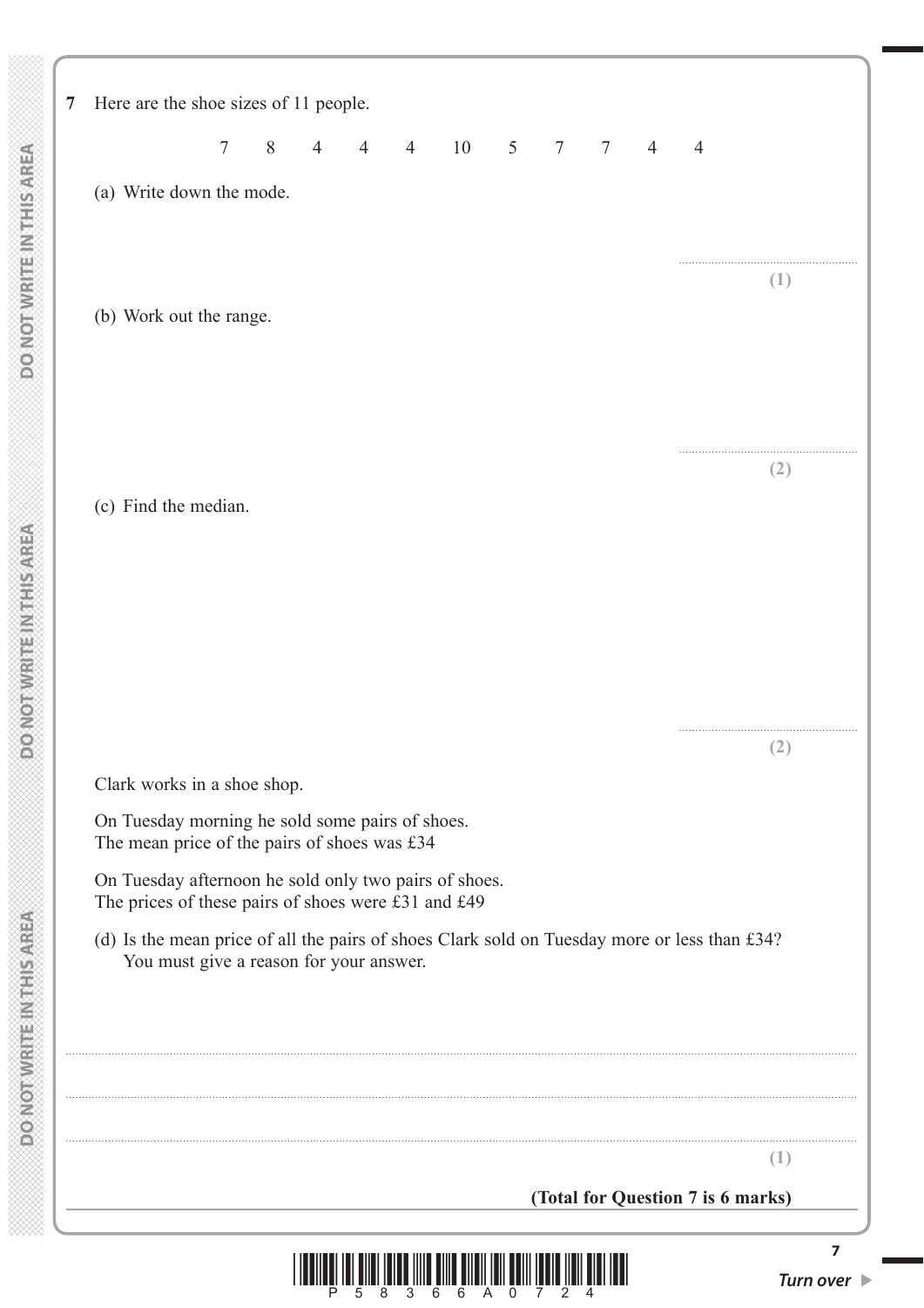**7** Here are the shoe sizes of 11 people.

7 8 4 4 4 10 5 7 7 4 4

(a) Write down the mode.

..........................................................

**(1)**

(b) Work out the range.

..........................................................

**(2)**

(c) Find the median.

..........................................................

**(2)**

Clark works in a shoe shop.

On Tuesday morning he sold some pairs of shoes.
The mean price of the pairs of shoes was £34

On Tuesday afternoon he sold only two pairs of shoes.
The prices of these pairs of shoes were £31 and £49

(d) Is the mean price of all the pairs of shoes Clark sold on Tuesday more or less than £34?
You must give a reason for your answer.

..................................................................................................................................................

..................................................................................................................................................

..................................................................................................................................................

**(1)**

**(Total for Question 7 is 6 marks)**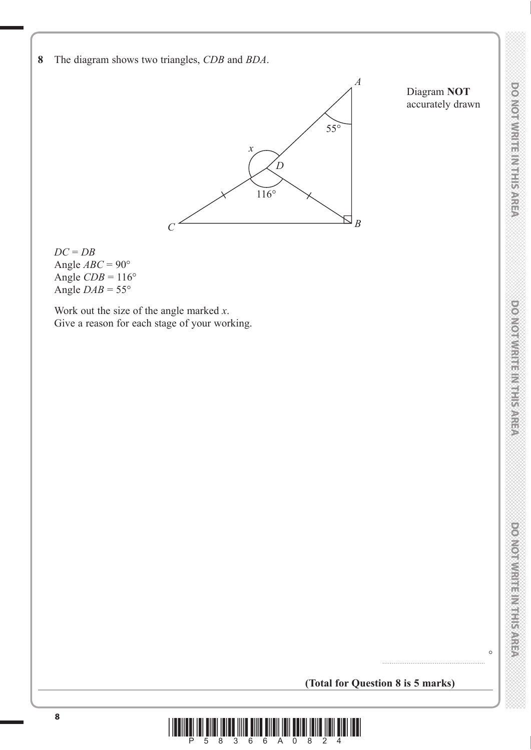**8** The diagram shows two triangles, $CDB$ and $BDA$.

Diagram **NOT** accurately drawn

$DC = DB$
Angle $ABC = 90°$
Angle $CDB = 116°$
Angle $DAB = 55°$

Work out the size of the angle marked $x$.
Give a reason for each stage of your working.

.......................................................°

**(Total for Question 8 is 5 marks)**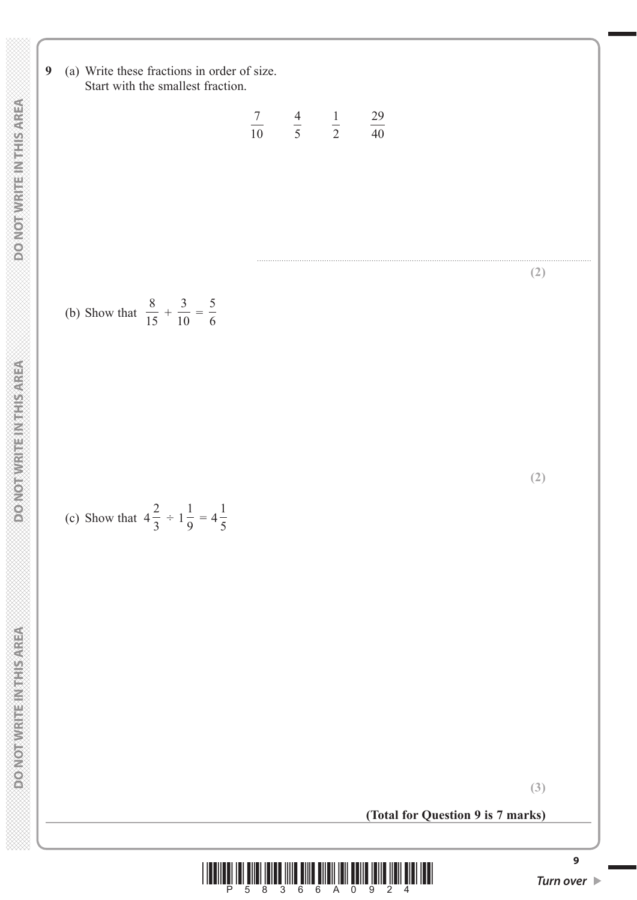**9** (a) Write these fractions in order of size.
Start with the smallest fraction.

$$\frac{7}{10} \qquad \frac{4}{5} \qquad \frac{1}{2} \qquad \frac{29}{40}$$

..............................................................................................................

**(2)**

(b) Show that $\frac{8}{15} + \frac{3}{10} = \frac{5}{6}$

**(2)**

(c) Show that $4\frac{2}{3} \div 1\frac{1}{9} = 4\frac{1}{5}$

**(3)**

**(Total for Question 9 is 7 marks)**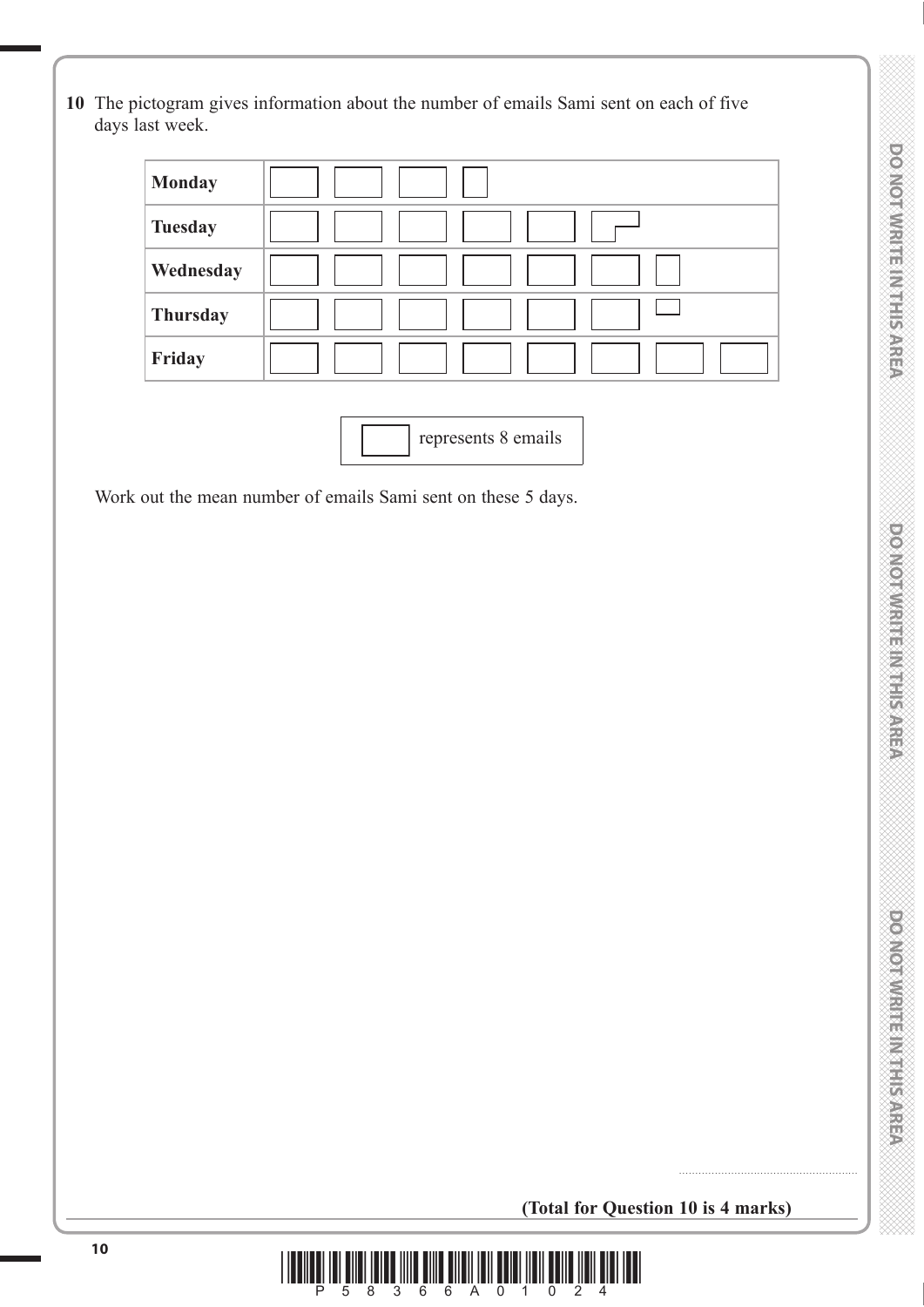**10** The pictogram gives information about the number of emails Sami sent on each of five days last week.

| | |
|---|---|
| **Monday** | |
| **Tuesday** | |
| **Wednesday** | |
| **Thursday** | |
| **Friday** | |

represents 8 emails

Work out the mean number of emails Sami sent on these 5 days.

.......................................................

**(Total for Question 10 is 4 marks)**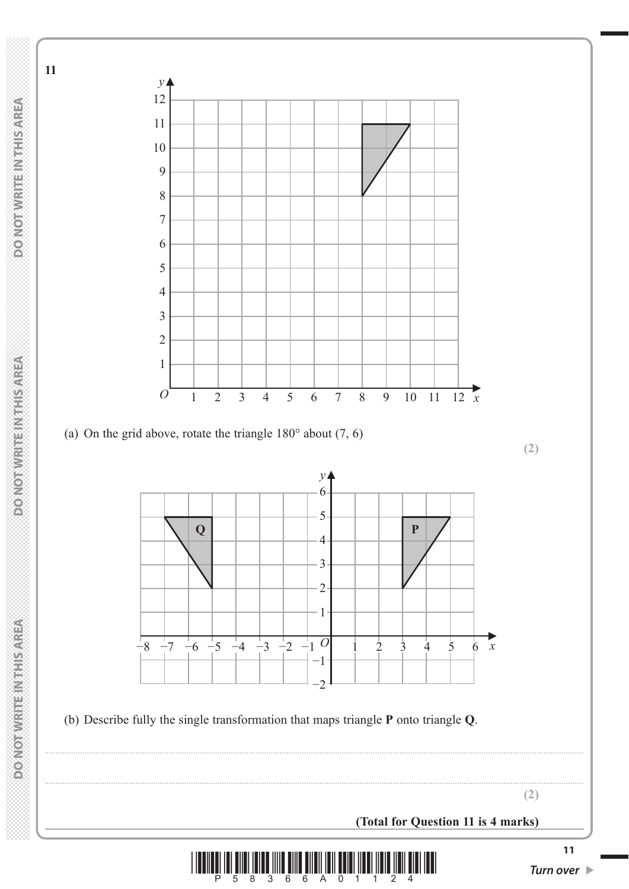**11**

(a) On the grid above, rotate the triangle 180° about (7, 6)

**(2)**

(b) Describe fully the single transformation that maps triangle **P** onto triangle **Q**.

..............................................................................................................................................

..............................................................................................................................................

**(2)**

**(Total for Question 11 is 4 marks)**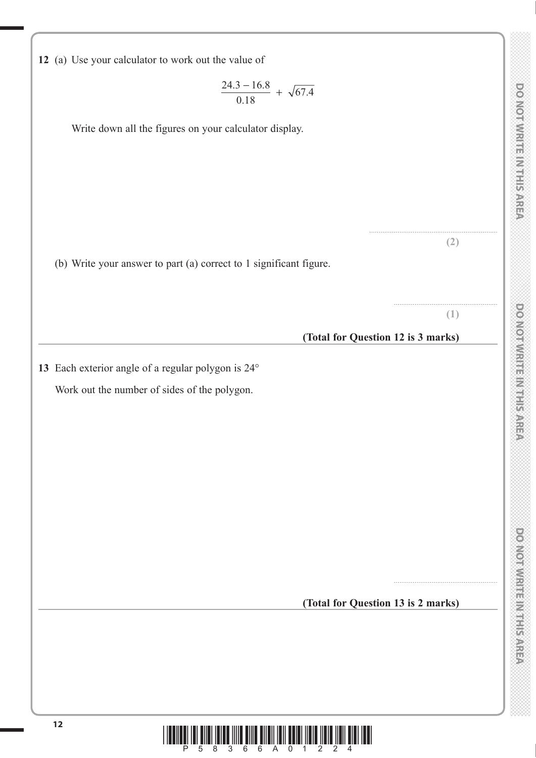**12** (a) Use your calculator to work out the value of

$$\frac{24.3 - 16.8}{0.18} + \sqrt{67.4}$$

Write down all the figures on your calculator display.

..............................................................
**(2)**

(b) Write your answer to part (a) correct to 1 significant figure.

..............................................................
**(1)**

**(Total for Question 12 is 3 marks)**

---

**13** Each exterior angle of a regular polygon is 24°

Work out the number of sides of the polygon.

..............................................................

**(Total for Question 13 is 2 marks)**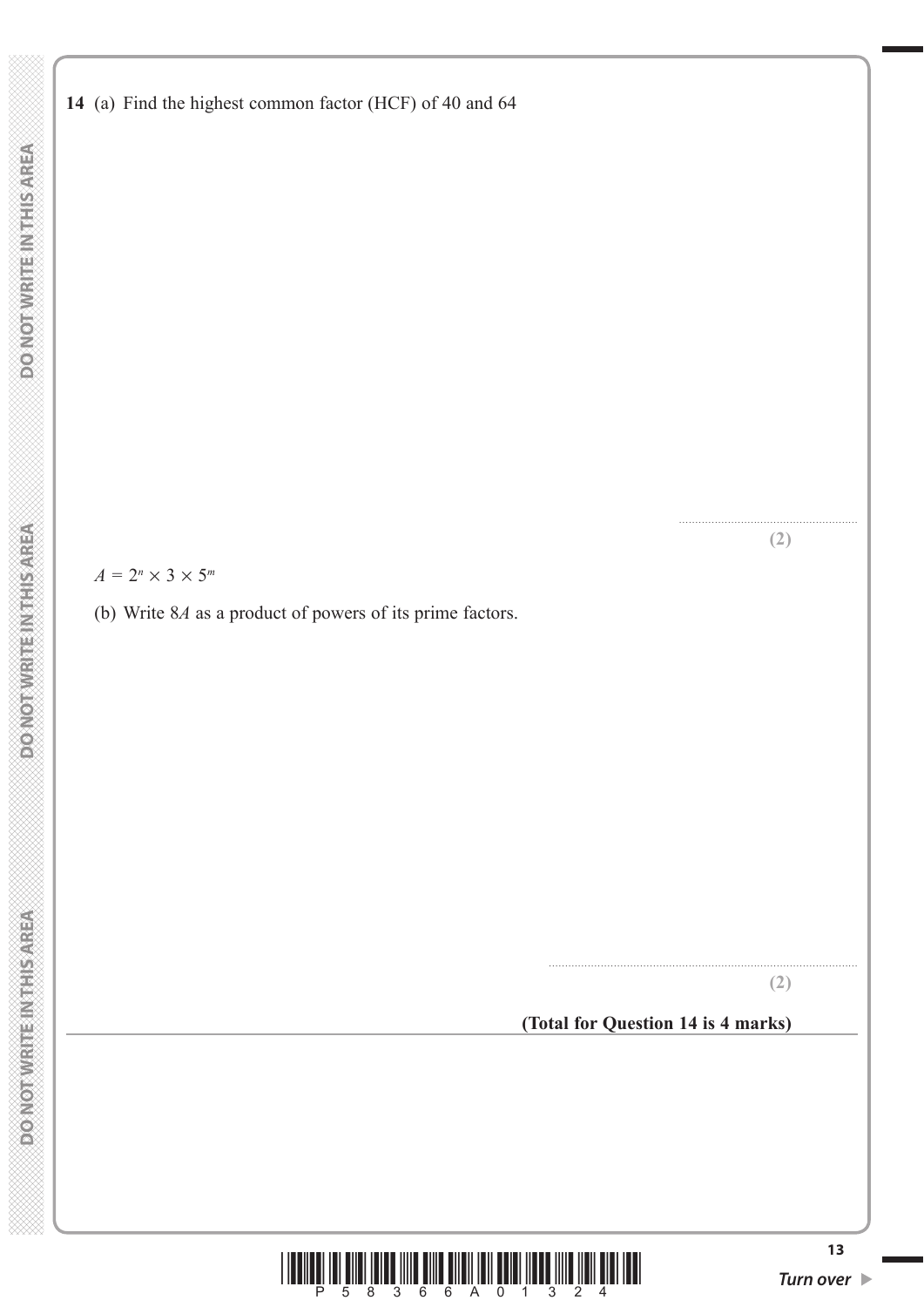**14** (a) Find the highest common factor (HCF) of 40 and 64

..........................................................
**(2)**

$A = 2^n \times 3 \times 5^m$

(b) Write $8A$ as a product of powers of its prime factors.

..........................................................
**(2)**

**(Total for Question 14 is 4 marks)**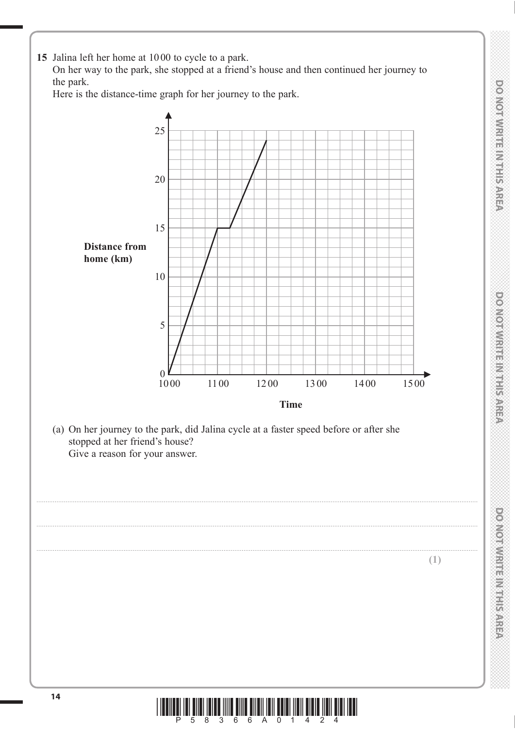**15** Jalina left her home at 10 00 to cycle to a park.
On her way to the park, she stopped at a friend's house and then continued her journey to the park.
Here is the distance-time graph for her journey to the park.

**Distance from home (km)**

**Time**

(a) On her journey to the park, did Jalina cycle at a faster speed before or after she stopped at her friend's house?
Give a reason for your answer.

..................................................................................................................................................

..................................................................................................................................................

..................................................................................................................................................

**(1)**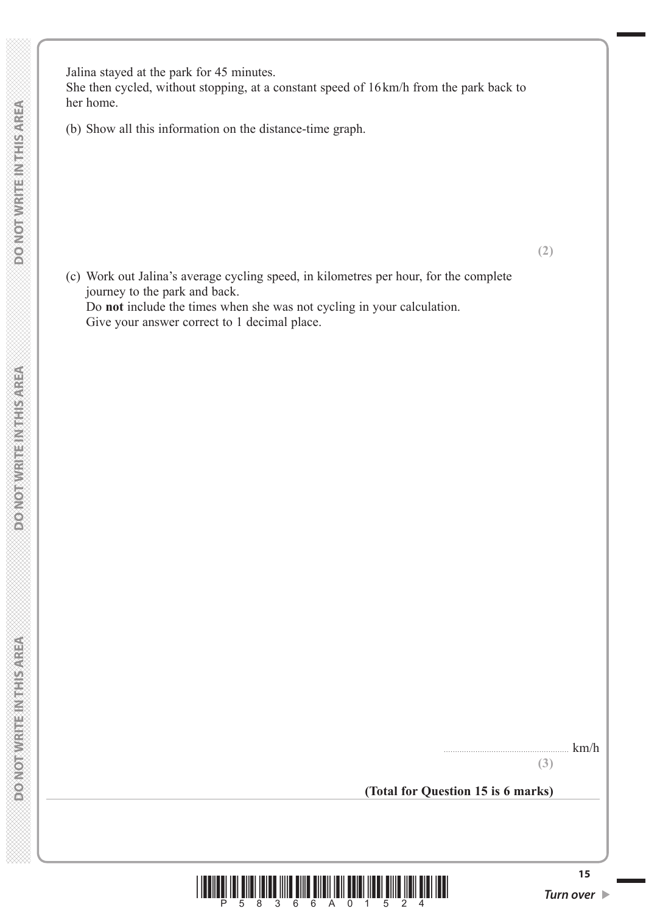Jalina stayed at the park for 45 minutes.
She then cycled, without stopping, at a constant speed of 16 km/h from the park back to her home.

(b) Show all this information on the distance-time graph.

**(2)**

(c) Work out Jalina's average cycling speed, in kilometres per hour, for the complete journey to the park and back.
Do **not** include the times when she was not cycling in your calculation.
Give your answer correct to 1 decimal place.

........................................................ km/h

**(3)**

**(Total for Question 15 is 6 marks)**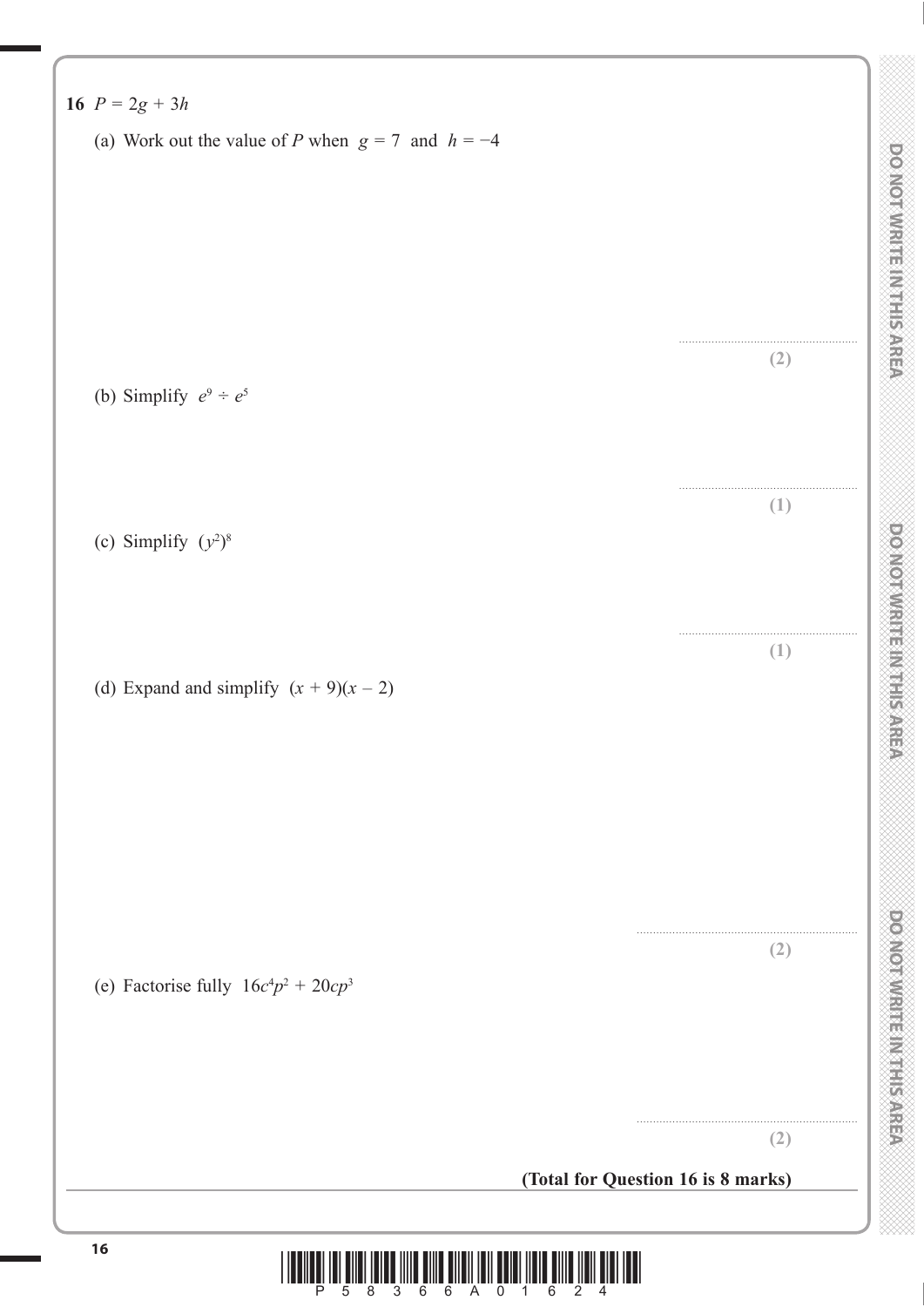**16** $P = 2g + 3h$

(a) Work out the value of $P$ when $g = 7$ and $h = -4$

..........................................................
**(2)**

(b) Simplify $e^9 \div e^5$

..........................................................
**(1)**

(c) Simplify $(y^2)^8$

..........................................................
**(1)**

(d) Expand and simplify $(x + 9)(x - 2)$

..........................................................
**(2)**

(e) Factorise fully $16c^4p^2 + 20cp^3$

..........................................................
**(2)**

**(Total for Question 16 is 8 marks)**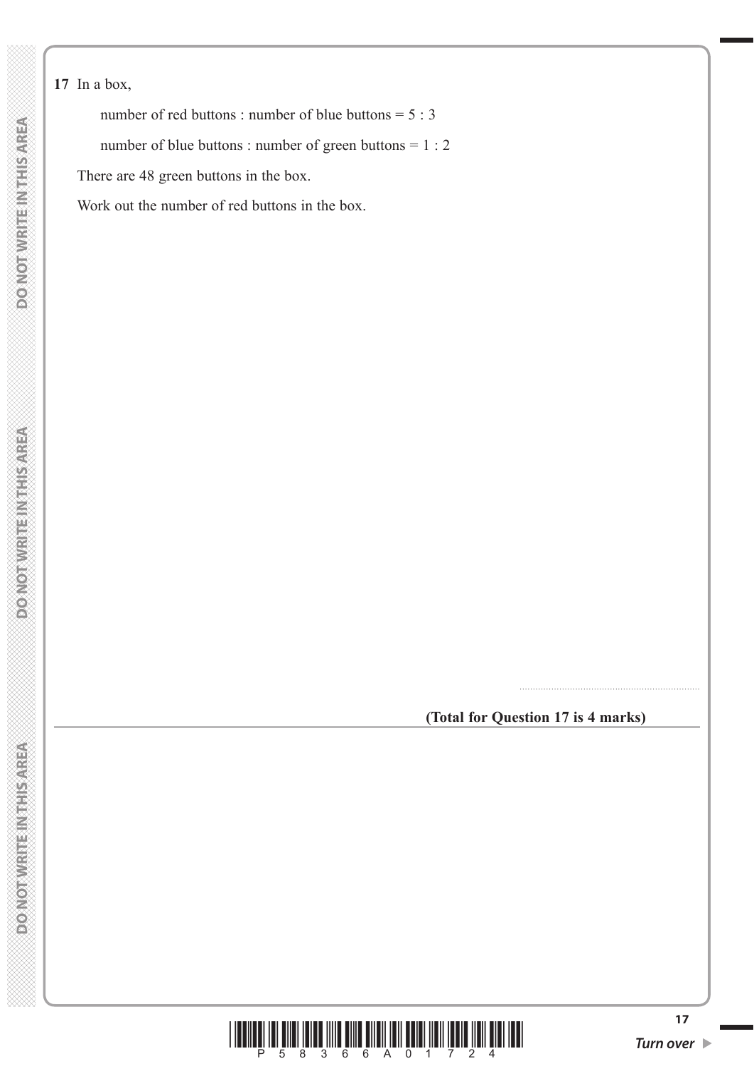**17** In a box,

number of red buttons : number of blue buttons = 5 : 3

number of blue buttons : number of green buttons = 1 : 2

There are 48 green buttons in the box.

Work out the number of red buttons in the box.

..............................................................

**(Total for Question 17 is 4 marks)**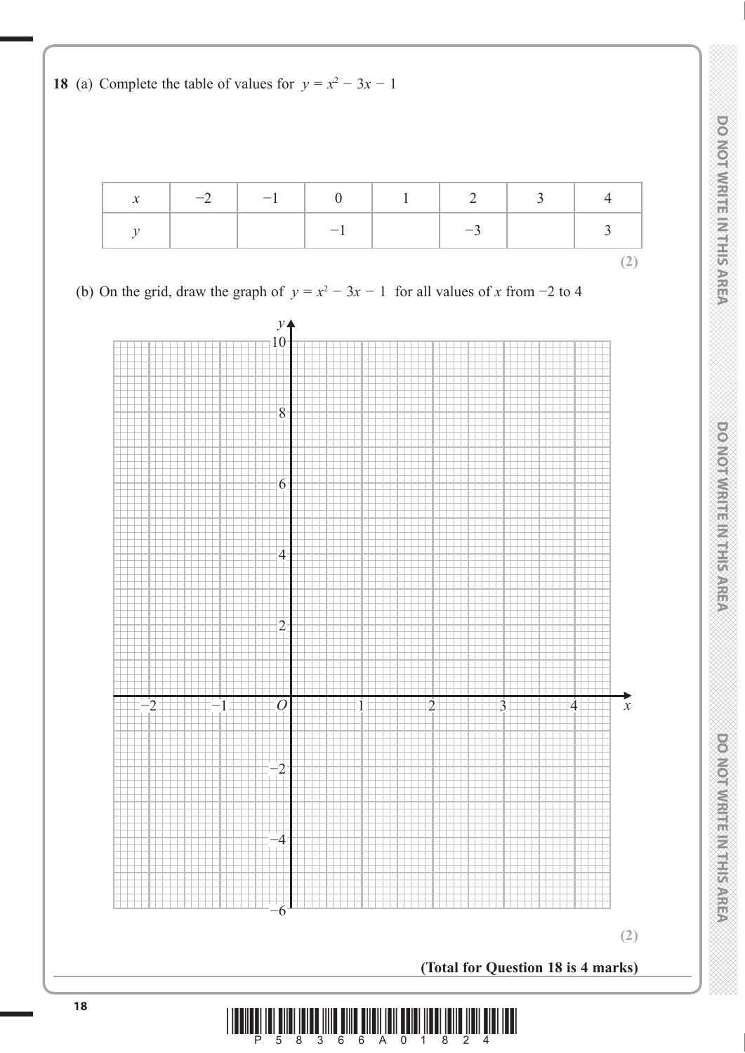**18** (a) Complete the table of values for $y = x^2 - 3x - 1$

| $x$ | $-2$ | $-1$ | $0$ | $1$ | $2$ | $3$ | $4$ |
|---|---|---|---|---|---|---|---|
| $y$ | | | $-1$ | | $-3$ | | $3$ |

**(2)**

(b) On the grid, draw the graph of $y = x^2 - 3x - 1$ for all values of $x$ from $-2$ to $4$

**(2)**

**(Total for Question 18 is 4 marks)**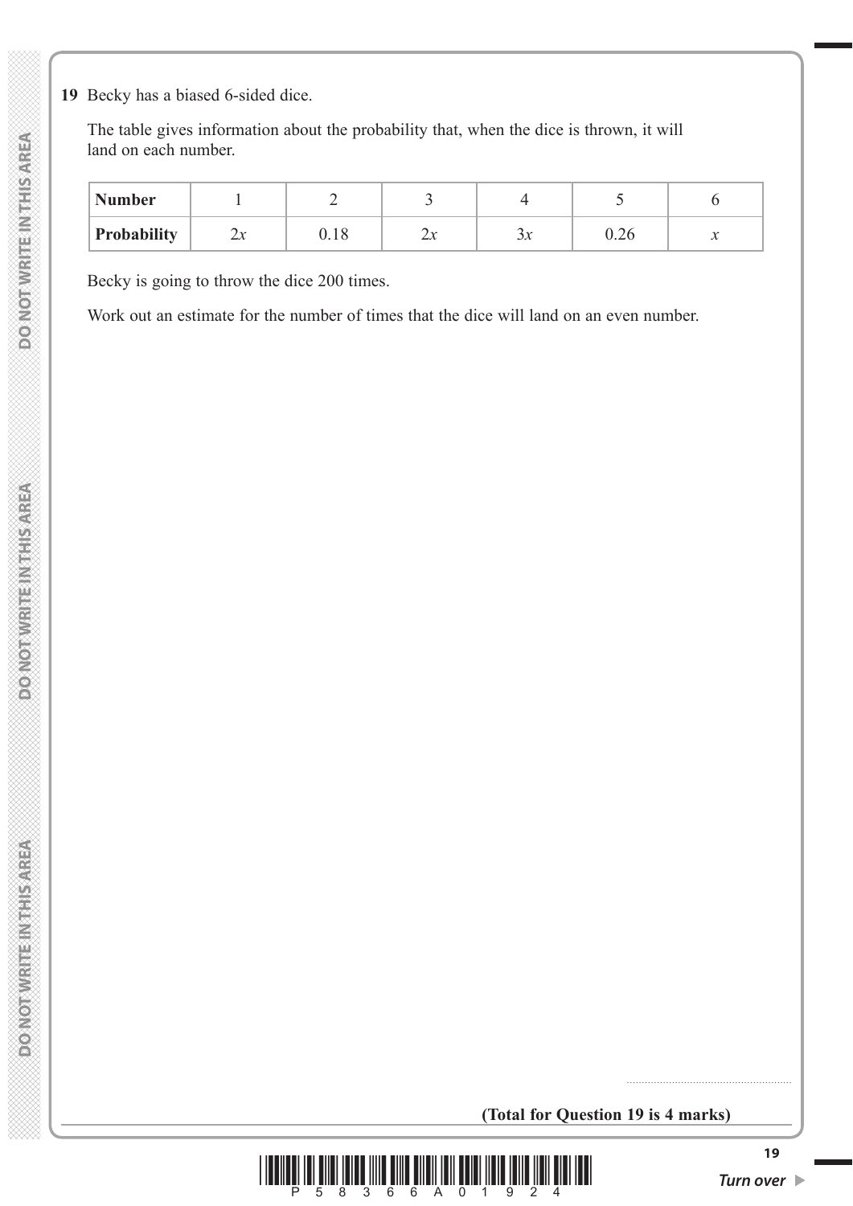**19** Becky has a biased 6-sided dice.

The table gives information about the probability that, when the dice is thrown, it will land on each number.

| **Number** | 1 | 2 | 3 | 4 | 5 | 6 |
|---|---|---|---|---|---|---|
| **Probability** | $2x$ | 0.18 | $2x$ | $3x$ | 0.26 | $x$ |

Becky is going to throw the dice 200 times.

Work out an estimate for the number of times that the dice will land on an even number.

.......................................................

**(Total for Question 19 is 4 marks)**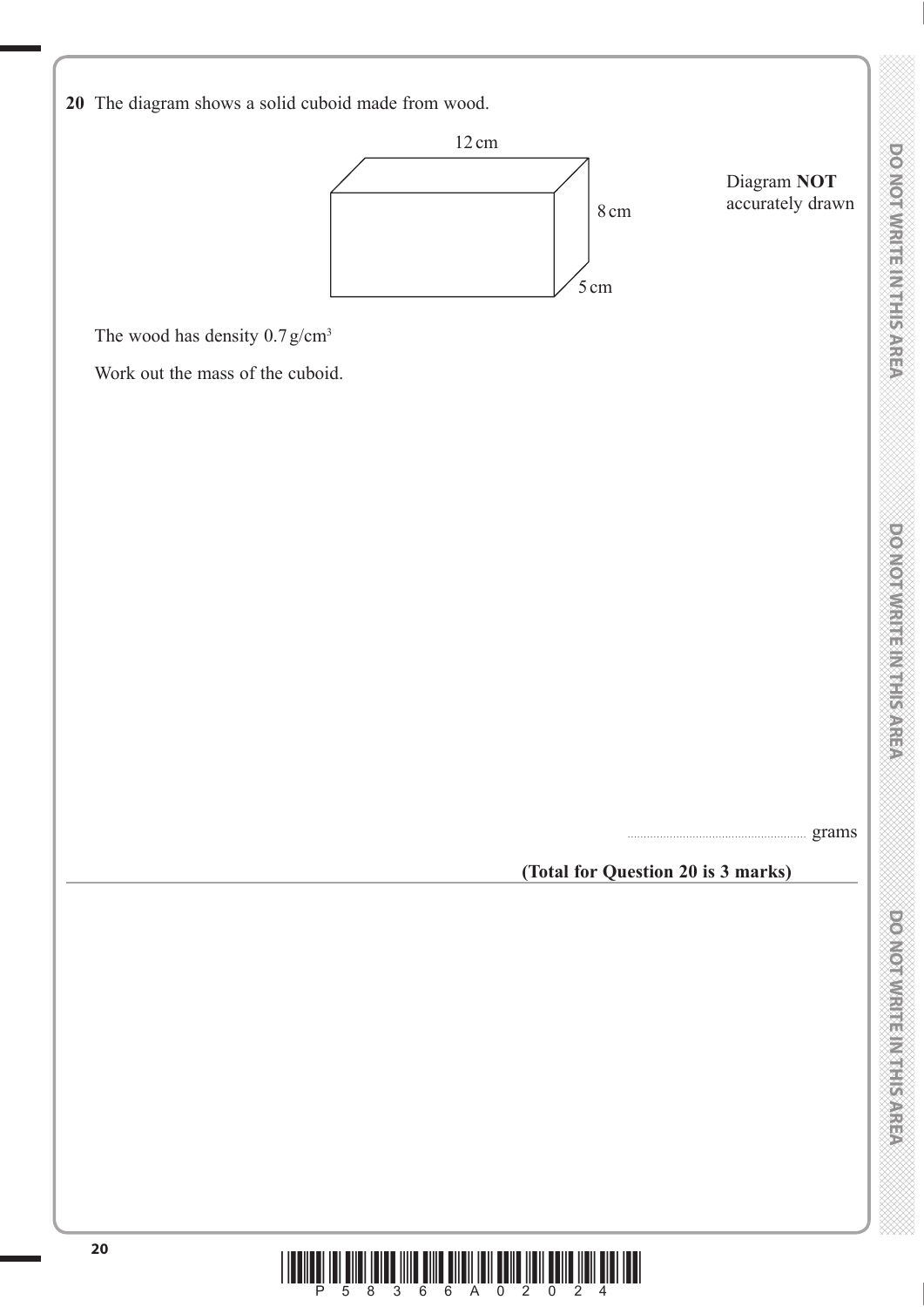**20** The diagram shows a solid cuboid made from wood.

12 cm

8 cm

5 cm

Diagram **NOT** accurately drawn

The wood has density 0.7 g/cm$^3$

Work out the mass of the cuboid.

.......................................................... grams

**(Total for Question 20 is 3 marks)**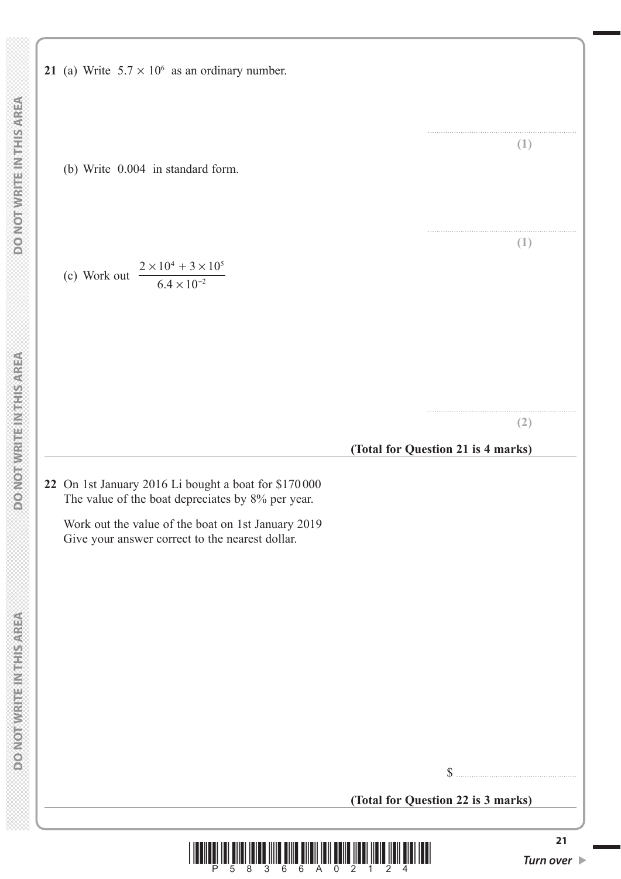**21** (a) Write $5.7 \times 10^6$ as an ordinary number.

..............................................................

**(1)**

(b) Write 0.004 in standard form.

..............................................................

**(1)**

(c) Work out $\dfrac{2 \times 10^4 + 3 \times 10^5}{6.4 \times 10^{-2}}$

..............................................................

**(2)**

**(Total for Question 21 is 4 marks)**

---

**22** On 1st January 2016 Li bought a boat for \$170 000
The value of the boat depreciates by 8% per year.

Work out the value of the boat on 1st January 2019
Give your answer correct to the nearest dollar.

\$ ..............................................................

**(Total for Question 22 is 3 marks)**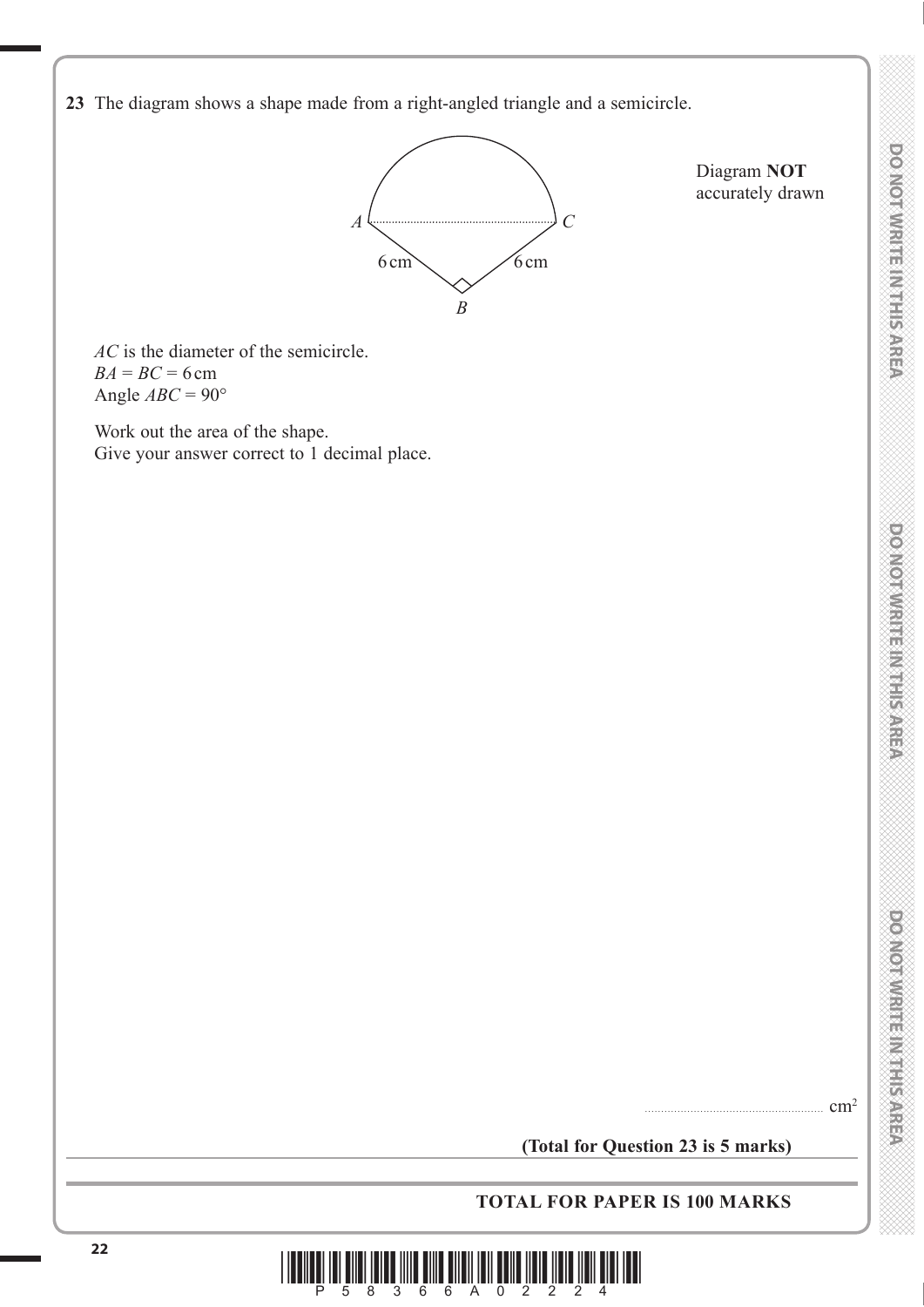**23** The diagram shows a shape made from a right-angled triangle and a semicircle.

Diagram **NOT** accurately drawn

$AC$ is the diameter of the semicircle.
$BA = BC = 6$ cm
Angle $ABC = 90°$

Work out the area of the shape.
Give your answer correct to 1 decimal place.

.......................................................... $cm^2$

**(Total for Question 23 is 5 marks)**

**TOTAL FOR PAPER IS 100 MARKS**